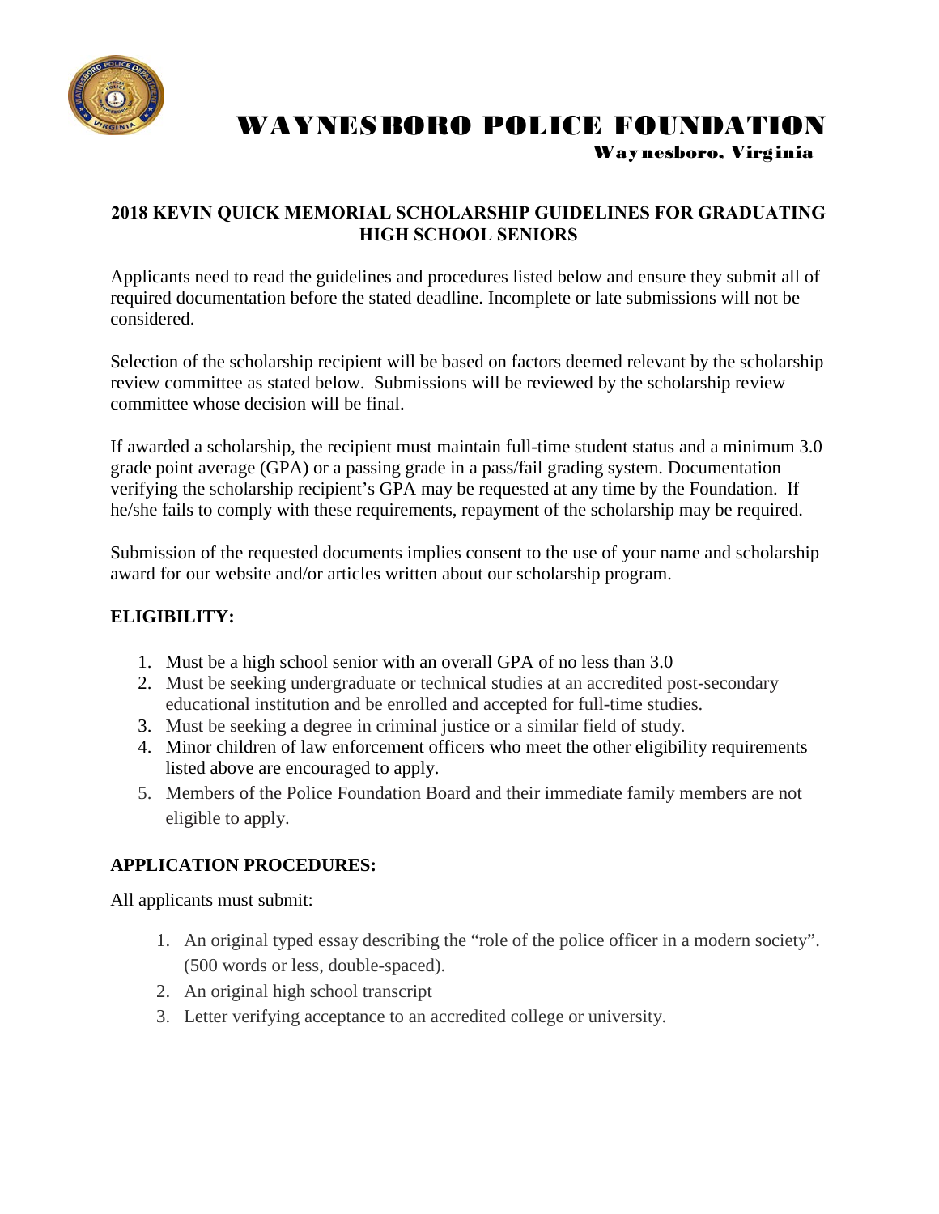# WAYNESBORO POLICE FOUNDATION

Waynesboro, Virginia

## 2018 KEVIN QUICK MEMORIAL SCHOLARSHIP GUIDELINES FOR GRADUATING HIGH SCHOOL SENIORS

Applicants need to read the guidelines and procedures listed below and ensure they submit all of required documentation before the stated deadline. Incomplete or late submissions will not be considered.

Selection of the scholarship recipient will be based on factors deemed relevant by the scholarship review committee as stated below. Submissions will be reviewed by the scholarship review committee whose decision will be final.

If awarded a scholarship, the recipient must maintain full-time student status and a minimum 3.0 grade point average (GPA) or a passing grade in a pass/fail grading system. Documentation verifying the scholarship recipient's GPA may be requested at any time by the Foundation. If he/she fails to comply with these requirements, repayment of the scholarship may be required.

Submission of the requested documents implies consent to the use of your name and scholarship award for our website and/or articles written about our scholarship program.

### ELIGIBILITY:

1. Must be a high school senior with an overall GPA of no less than 3.0
2. Must be seeking undergraduate or technical studies at an accredited post-secondary educational institution and be enrolled and accepted for full-time studies.
3. Must be seeking a degree in criminal justice or a similar field of study.
4. Minor children of law enforcement officers who meet the other eligibility requirements listed above are encouraged to apply.
5. Members of the Police Foundation Board and their immediate family members are not eligible to apply.

### APPLICATION PROCEDURES:

All applicants must submit:

1. An original typed essay describing the "role of the police officer in a modern society". (500 words or less, double-spaced).
2. An original high school transcript
3. Letter verifying acceptance to an accredited college or university.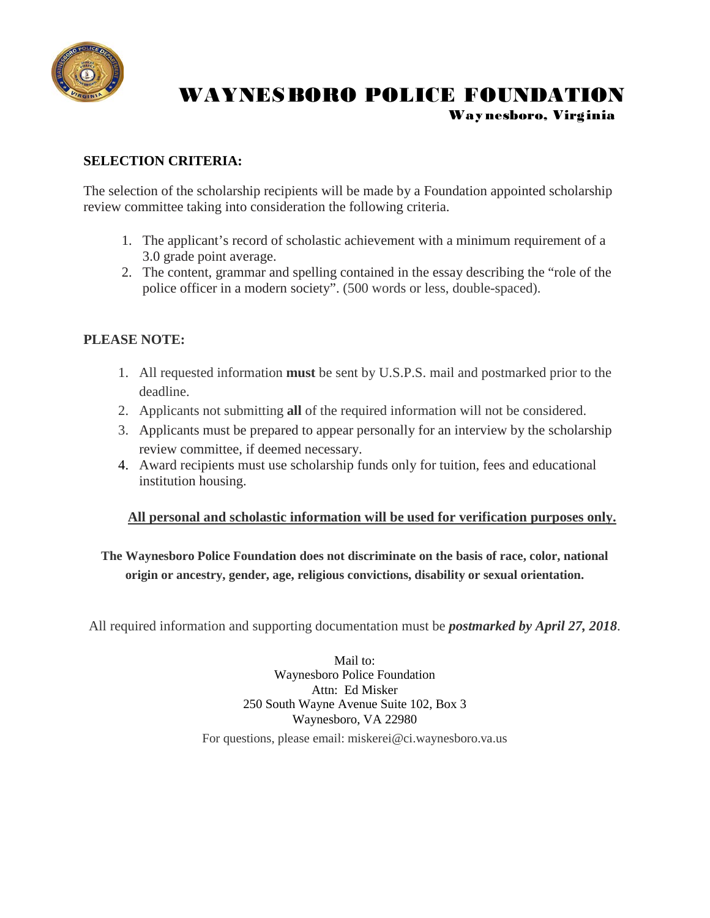# WAYNESBORO POLICE FOUNDATION

**Waynesboro, Virginia**

**SELECTION CRITERIA:**

The selection of the scholarship recipients will be made by a Foundation appointed scholarship review committee taking into consideration the following criteria.

1. The applicant's record of scholastic achievement with a minimum requirement of a 3.0 grade point average.
2. The content, grammar and spelling contained in the essay describing the "role of the police officer in a modern society". (500 words or less, double-spaced).

**PLEASE NOTE:**

1. All requested information **must** be sent by U.S.P.S. mail and postmarked prior to the deadline.
2. Applicants not submitting **all** of the required information will not be considered.
3. Applicants must be prepared to appear personally for an interview by the scholarship review committee, if deemed necessary.
4. Award recipients must use scholarship funds only for tuition, fees and educational institution housing.

<u>**All personal and scholastic information will be used for verification purposes only.**</u>

**The Waynesboro Police Foundation does not discriminate on the basis of race, color, national origin or ancestry, gender, age, religious convictions, disability or sexual orientation.**

All required information and supporting documentation must be ***postmarked by April 27, 2018***.

Mail to:
Waynesboro Police Foundation
Attn: Ed Misker
250 South Wayne Avenue Suite 102, Box 3
Waynesboro, VA 22980

For questions, please email: miskerei@ci.waynesboro.va.us